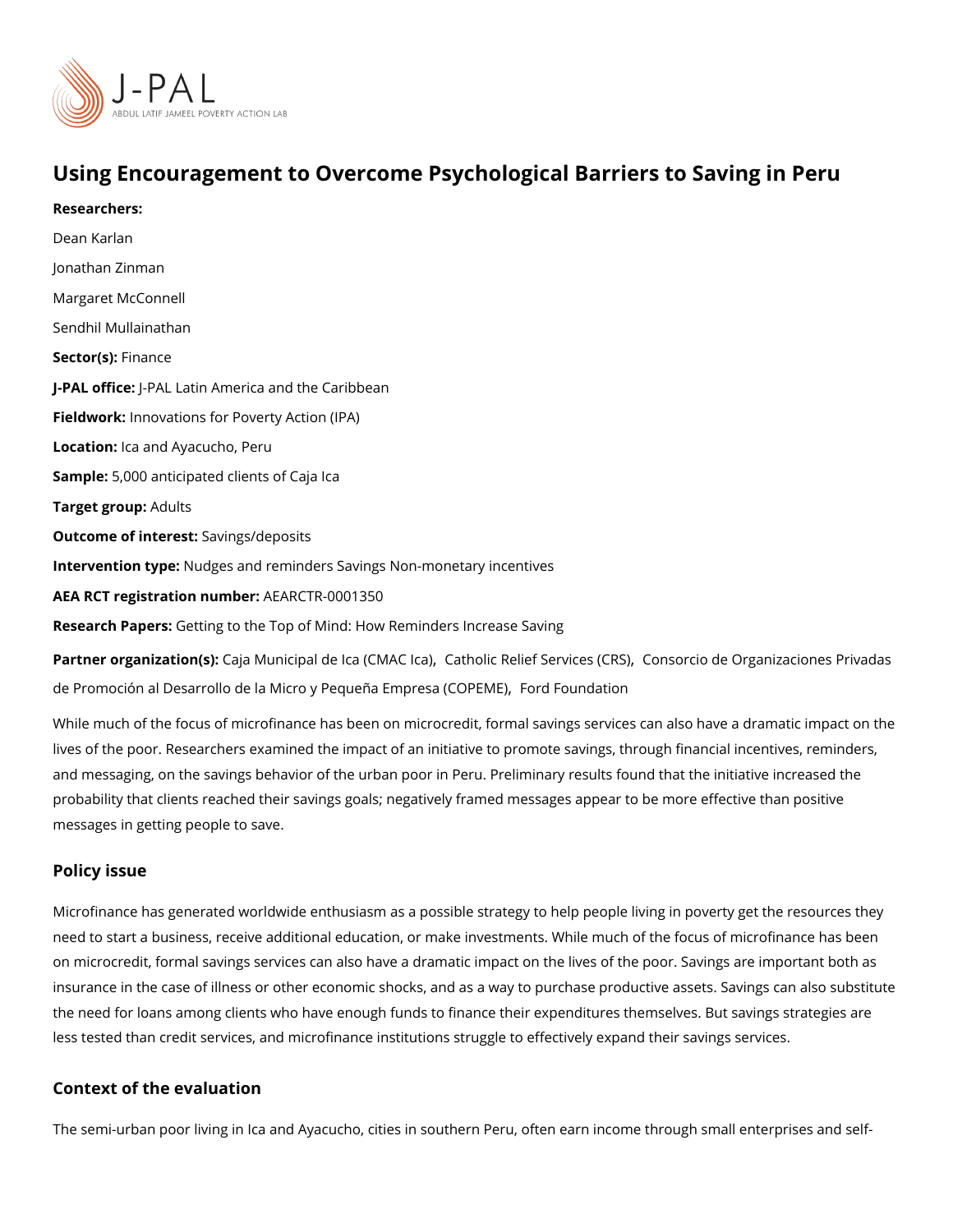# Using Encouragement to Overcome Psychological Barriers to Saving in Peru

**Researchers:**

Dean Karlan

Jonathan Zinman

Margaret McConnell

Sendhil Mullainathan

**Sector(s):** Finance

**J-PAL office:** J-PAL Latin America and the Caribbean

**Fieldwork:** Innovations for Poverty Action (IPA)

**Location:** Ica and Ayacucho, Peru

**Sample:** 5,000 anticipated clients of Caja Ica

**Target group:** Adults

**Outcome of interest:** Savings/deposits

**Intervention type:** Nudges and reminders Savings Non-monetary incentives

**AEA RCT registration number:** AEARCTR-0001350

**Research Papers:** Getting to the Top of Mind: How Reminders Increase Saving

**Partner organization(s):** Caja Municipal de Ica (CMAC Ica), Catholic Relief Services (CRS), Consorcio de Organizaciones Privadas de Promoción al Desarrollo de la Micro y Pequeña Empresa (COPEME), Ford Foundation

While much of the focus of microfinance has been on microcredit, formal savings services can also have a dramatic impact on the lives of the poor. Researchers examined the impact of an initiative to promote savings, through financial incentives, reminders, and messaging, on the savings behavior of the urban poor in Peru. Preliminary results found that the initiative increased the probability that clients reached their savings goals; negatively framed messages appear to be more effective than positive messages in getting people to save.

## Policy issue

Microfinance has generated worldwide enthusiasm as a possible strategy to help people living in poverty get the resources they need to start a business, receive additional education, or make investments. While much of the focus of microfinance has been on microcredit, formal savings services can also have a dramatic impact on the lives of the poor. Savings are important both as insurance in the case of illness or other economic shocks, and as a way to purchase productive assets. Savings can also substitute the need for loans among clients who have enough funds to finance their expenditures themselves. But savings strategies are less tested than credit services, and microfinance institutions struggle to effectively expand their savings services.

## Context of the evaluation

The semi-urban poor living in Ica and Ayacucho, cities in southern Peru, often earn income through small enterprises and self-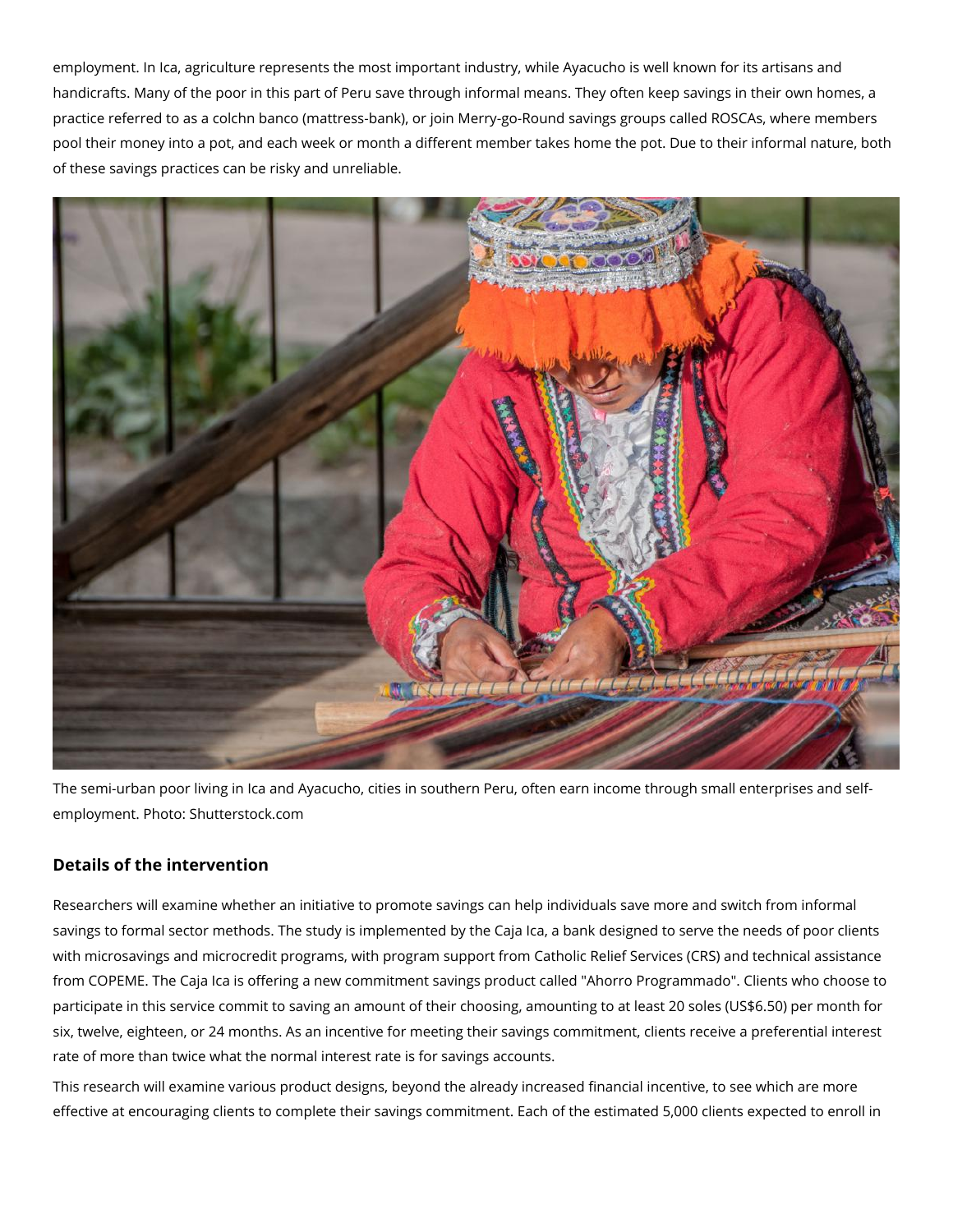employment. In Ica, agriculture represents the most important industry, while Ayacucho is well known for its artisans and handicrafts. Many of the poor in this part of Peru save through informal means. They often keep savings in their own homes, a practice referred to as a colchn banco (mattress-bank), or join Merry-go-Round savings groups called ROSCAs, where members pool their money into a pot, and each week or month a different member takes home the pot. Due to their informal nature, both of these savings practices can be risky and unreliable.

The semi-urban poor living in Ica and Ayacucho, cities in southern Peru, often earn income through small enterprises and self-employment. Photo: Shutterstock.com

### Details of the intervention

Researchers will examine whether an initiative to promote savings can help individuals save more and switch from informal savings to formal sector methods. The study is implemented by the Caja Ica, a bank designed to serve the needs of poor clients with microsavings and microcredit programs, with program support from Catholic Relief Services (CRS) and technical assistance from COPEME. The Caja Ica is offering a new commitment savings product called "Ahorro Programmado". Clients who choose to participate in this service commit to saving an amount of their choosing, amounting to at least 20 soles (US$6.50) per month for six, twelve, eighteen, or 24 months. As an incentive for meeting their savings commitment, clients receive a preferential interest rate of more than twice what the normal interest rate is for savings accounts.

This research will examine various product designs, beyond the already increased financial incentive, to see which are more effective at encouraging clients to complete their savings commitment. Each of the estimated 5,000 clients expected to enroll in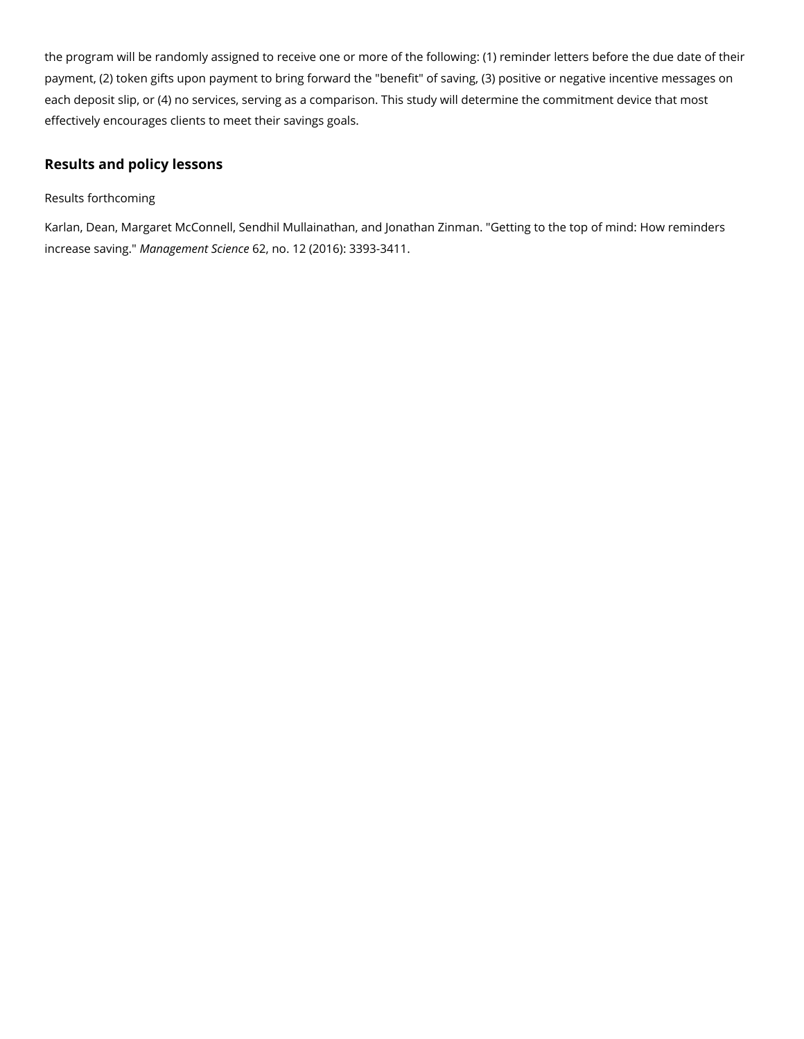the program will be randomly assigned to receive one or more of the following: (1) reminder letters before the due date of their payment, (2) token gifts upon payment to bring forward the "benefit" of saving, (3) positive or negative incentive messages on each deposit slip, or (4) no services, serving as a comparison. This study will determine the commitment device that most effectively encourages clients to meet their savings goals.

## Results and policy lessons

Results forthcoming

Karlan, Dean, Margaret McConnell, Sendhil Mullainathan, and Jonathan Zinman. "Getting to the top of mind: How reminders increase saving." *Management Science* 62, no. 12 (2016): 3393-3411.